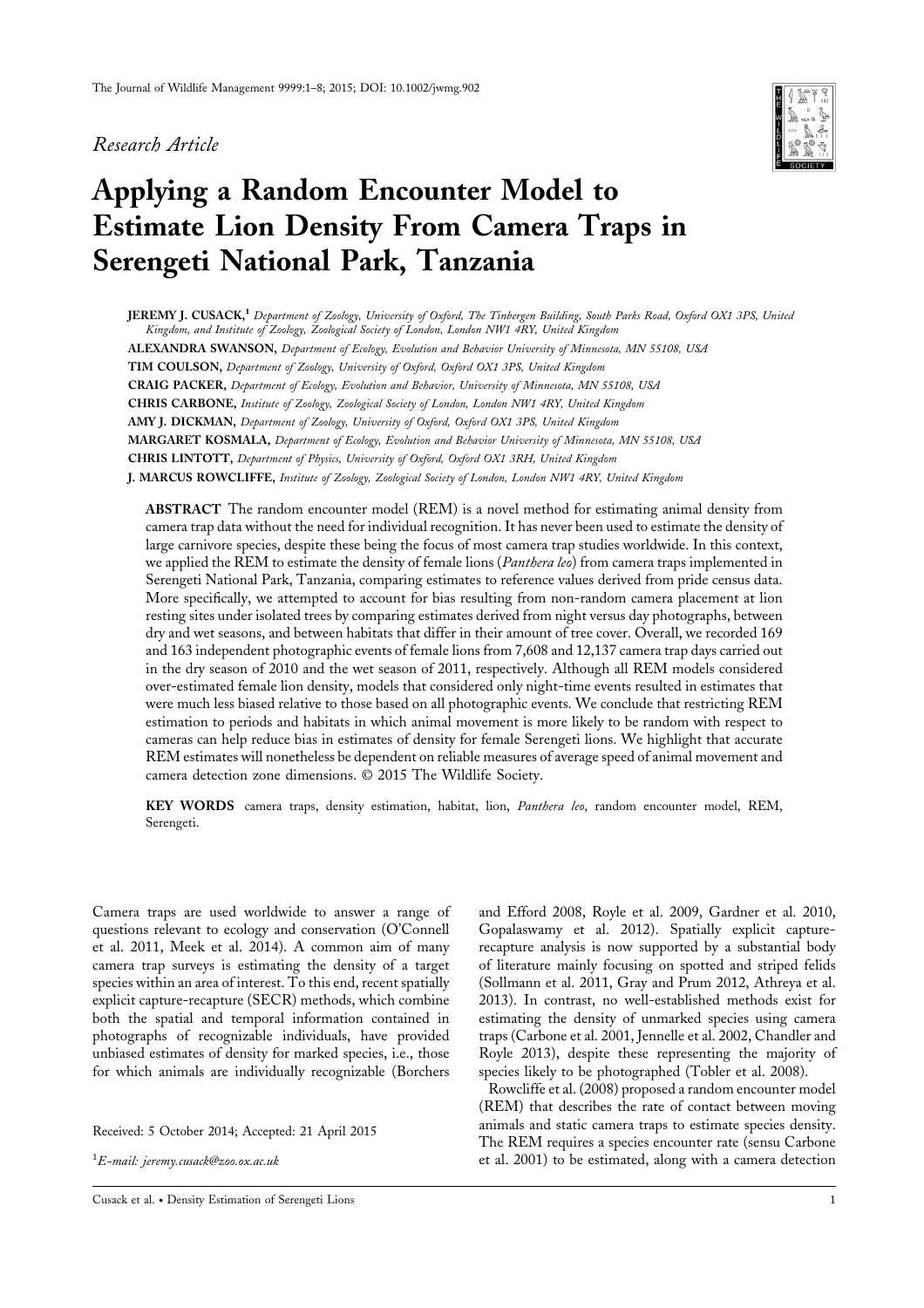*Research Article*

# Applying a Random Encounter Model to Estimate Lion Density From Camera Traps in Serengeti National Park, Tanzania

**JEREMY J. CUSACK,**[1] *Department of Zoology, University of Oxford, The Tinbergen Building, South Parks Road, Oxford OX1 3PS, United Kingdom, and Institute of Zoology, Zoological Society of London, London NW1 4RY, United Kingdom*

**ALEXANDRA SWANSON,** *Department of Ecology, Evolution and Behavior University of Minnesota, MN 55108, USA*

**TIM COULSON,** *Department of Zoology, University of Oxford, Oxford OX1 3PS, United Kingdom*

**CRAIG PACKER,** *Department of Ecology, Evolution and Behavior, University of Minnesota, MN 55108, USA*

**CHRIS CARBONE,** *Institute of Zoology, Zoological Society of London, London NW1 4RY, United Kingdom*

**AMY J. DICKMAN,** *Department of Zoology, University of Oxford, Oxford OX1 3PS, United Kingdom*

**MARGARET KOSMALA,** *Department of Ecology, Evolution and Behavior University of Minnesota, MN 55108, USA*

**CHRIS LINTOTT,** *Department of Physics, University of Oxford, Oxford OX1 3RH, United Kingdom*

**J. MARCUS ROWCLIFFE,** *Institute of Zoology, Zoological Society of London, London NW1 4RY, United Kingdom*

**ABSTRACT** The random encounter model (REM) is a novel method for estimating animal density from camera trap data without the need for individual recognition. It has never been used to estimate the density of large carnivore species, despite these being the focus of most camera trap studies worldwide. In this context, we applied the REM to estimate the density of female lions (*Panthera leo*) from camera traps implemented in Serengeti National Park, Tanzania, comparing estimates to reference values derived from pride census data. More specifically, we attempted to account for bias resulting from non-random camera placement at lion resting sites under isolated trees by comparing estimates derived from night versus day photographs, between dry and wet seasons, and between habitats that differ in their amount of tree cover. Overall, we recorded 169 and 163 independent photographic events of female lions from 7,608 and 12,137 camera trap days carried out in the dry season of 2010 and the wet season of 2011, respectively. Although all REM models considered over-estimated female lion density, models that considered only night-time events resulted in estimates that were much less biased relative to those based on all photographic events. We conclude that restricting REM estimation to periods and habitats in which animal movement is more likely to be random with respect to cameras can help reduce bias in estimates of density for female Serengeti lions. We highlight that accurate REM estimates will nonetheless be dependent on reliable measures of average speed of animal movement and camera detection zone dimensions. © 2015 The Wildlife Society.

**KEY WORDS** camera traps, density estimation, habitat, lion, *Panthera leo*, random encounter model, REM, Serengeti.

Camera traps are used worldwide to answer a range of questions relevant to ecology and conservation (O'Connell et al. 2011, Meek et al. 2014). A common aim of many camera trap surveys is estimating the density of a target species within an area of interest. To this end, recent spatially explicit capture-recapture (SECR) methods, which combine both the spatial and temporal information contained in photographs of recognizable individuals, have provided unbiased estimates of density for marked species, i.e., those for which animals are individually recognizable (Borchers and Efford 2008, Royle et al. 2009, Gardner et al. 2010, Gopalaswamy et al. 2012). Spatially explicit capture-recapture analysis is now supported by a substantial body of literature mainly focusing on spotted and striped felids (Sollmann et al. 2011, Gray and Prum 2012, Athreya et al. 2013). In contrast, no well-established methods exist for estimating the density of unmarked species using camera traps (Carbone et al. 2001, Jennelle et al. 2002, Chandler and Royle 2013), despite these representing the majority of species likely to be photographed (Tobler et al. 2008).

Rowcliffe et al. (2008) proposed a random encounter model (REM) that describes the rate of contact between moving animals and static camera traps to estimate species density. The REM requires a species encounter rate (sensu Carbone et al. 2001) to be estimated, along with a camera detection

Received: 5 October 2014; Accepted: 21 April 2015

[1]*E-mail: jeremy.cusack@zoo.ox.ac.uk*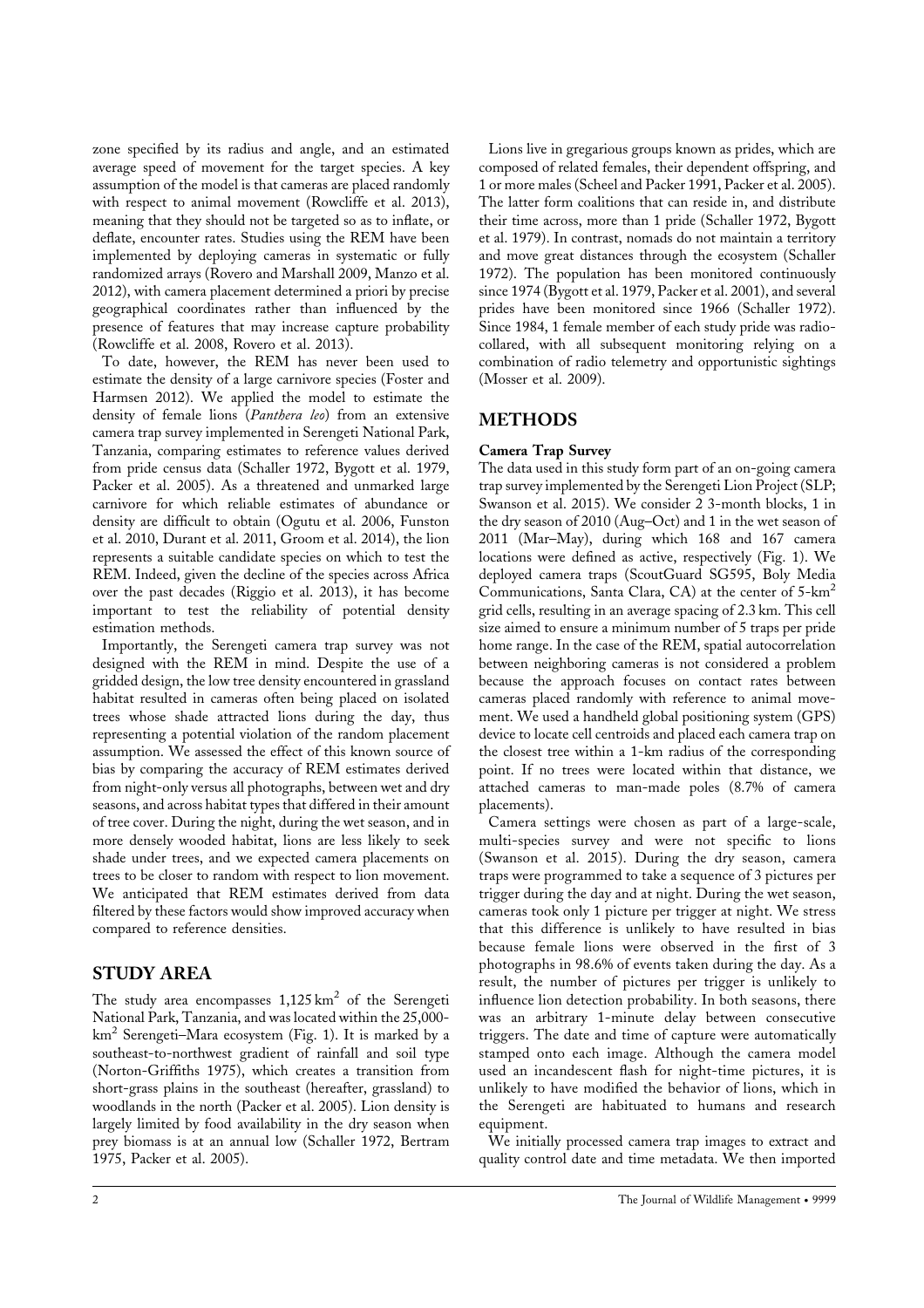zone specified by its radius and angle, and an estimated average speed of movement for the target species. A key assumption of the model is that cameras are placed randomly with respect to animal movement (Rowcliffe et al. 2013), meaning that they should not be targeted so as to inflate, or deflate, encounter rates. Studies using the REM have been implemented by deploying cameras in systematic or fully randomized arrays (Rovero and Marshall 2009, Manzo et al. 2012), with camera placement determined a priori by precise geographical coordinates rather than influenced by the presence of features that may increase capture probability (Rowcliffe et al. 2008, Rovero et al. 2013).

To date, however, the REM has never been used to estimate the density of a large carnivore species (Foster and Harmsen 2012). We applied the model to estimate the density of female lions (*Panthera leo*) from an extensive camera trap survey implemented in Serengeti National Park, Tanzania, comparing estimates to reference values derived from pride census data (Schaller 1972, Bygott et al. 1979, Packer et al. 2005). As a threatened and unmarked large carnivore for which reliable estimates of abundance or density are difficult to obtain (Ogutu et al. 2006, Funston et al. 2010, Durant et al. 2011, Groom et al. 2014), the lion represents a suitable candidate species on which to test the REM. Indeed, given the decline of the species across Africa over the past decades (Riggio et al. 2013), it has become important to test the reliability of potential density estimation methods.

Importantly, the Serengeti camera trap survey was not designed with the REM in mind. Despite the use of a gridded design, the low tree density encountered in grassland habitat resulted in cameras often being placed on isolated trees whose shade attracted lions during the day, thus representing a potential violation of the random placement assumption. We assessed the effect of this known source of bias by comparing the accuracy of REM estimates derived from night-only versus all photographs, between wet and dry seasons, and across habitat types that differed in their amount of tree cover. During the night, during the wet season, and in more densely wooded habitat, lions are less likely to seek shade under trees, and we expected camera placements on trees to be closer to random with respect to lion movement. We anticipated that REM estimates derived from data filtered by these factors would show improved accuracy when compared to reference densities.

## STUDY AREA

The study area encompasses 1,125 km$^2$ of the Serengeti National Park, Tanzania, and was located within the 25,000-km$^2$ Serengeti–Mara ecosystem (Fig. 1). It is marked by a southeast-to-northwest gradient of rainfall and soil type (Norton-Griffiths 1975), which creates a transition from short-grass plains in the southeast (hereafter, grassland) to woodlands in the north (Packer et al. 2005). Lion density is largely limited by food availability in the dry season when prey biomass is at an annual low (Schaller 1972, Bertram 1975, Packer et al. 2005).

Lions live in gregarious groups known as prides, which are composed of related females, their dependent offspring, and 1 or more males (Scheel and Packer 1991, Packer et al. 2005). The latter form coalitions that can reside in, and distribute their time across, more than 1 pride (Schaller 1972, Bygott et al. 1979). In contrast, nomads do not maintain a territory and move great distances through the ecosystem (Schaller 1972). The population has been monitored continuously since 1974 (Bygott et al. 1979, Packer et al. 2001), and several prides have been monitored since 1966 (Schaller 1972). Since 1984, 1 female member of each study pride was radio-collared, with all subsequent monitoring relying on a combination of radio telemetry and opportunistic sightings (Mosser et al. 2009).

## METHODS

### Camera Trap Survey

The data used in this study form part of an on-going camera trap survey implemented by the Serengeti Lion Project (SLP; Swanson et al. 2015). We consider 2 3-month blocks, 1 in the dry season of 2010 (Aug–Oct) and 1 in the wet season of 2011 (Mar–May), during which 168 and 167 camera locations were defined as active, respectively (Fig. 1). We deployed camera traps (ScoutGuard SG595, Boly Media Communications, Santa Clara, CA) at the center of 5-km$^2$ grid cells, resulting in an average spacing of 2.3 km. This cell size aimed to ensure a minimum number of 5 traps per pride home range. In the case of the REM, spatial autocorrelation between neighboring cameras is not considered a problem because the approach focuses on contact rates between cameras placed randomly with reference to animal movement. We used a handheld global positioning system (GPS) device to locate cell centroids and placed each camera trap on the closest tree within a 1-km radius of the corresponding point. If no trees were located within that distance, we attached cameras to man-made poles (8.7% of camera placements).

Camera settings were chosen as part of a large-scale, multi-species survey and were not specific to lions (Swanson et al. 2015). During the dry season, camera traps were programmed to take a sequence of 3 pictures per trigger during the day and at night. During the wet season, cameras took only 1 picture per trigger at night. We stress that this difference is unlikely to have resulted in bias because female lions were observed in the first of 3 photographs in 98.6% of events taken during the day. As a result, the number of pictures per trigger is unlikely to influence lion detection probability. In both seasons, there was an arbitrary 1-minute delay between consecutive triggers. The date and time of capture were automatically stamped onto each image. Although the camera model used an incandescent flash for night-time pictures, it is unlikely to have modified the behavior of lions, which in the Serengeti are habituated to humans and research equipment.

We initially processed camera trap images to extract and quality control date and time metadata. We then imported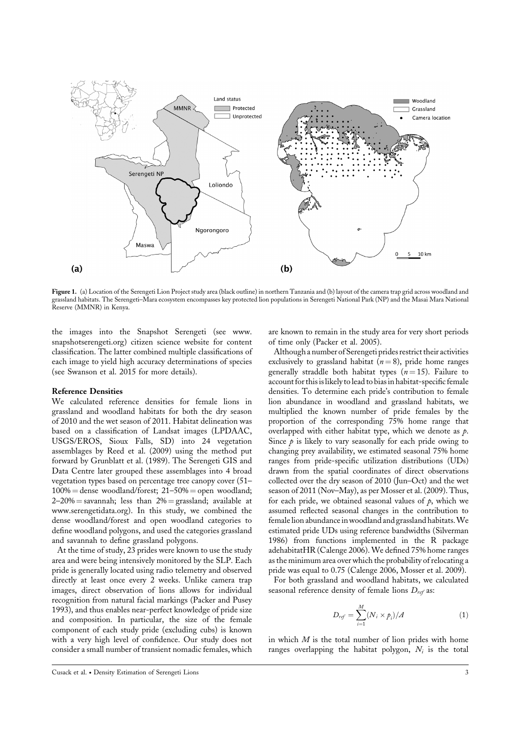Figure 1. (a) Location of the Serengeti Lion Project study area (black outline) in northern Tanzania and (b) layout of the camera trap grid across woodland and grassland habitats. The Serengeti–Mara ecosystem encompasses key protected lion populations in Serengeti National Park (NP) and the Masai Mara National Reserve (MMNR) in Kenya.

the images into the Snapshot Serengeti (see www.snapshotserengeti.org) citizen science website for content classification. The latter combined multiple classifications of each image to yield high accuracy determinations of species (see Swanson et al. 2015 for more details).

### Reference Densities

We calculated reference densities for female lions in grassland and woodland habitats for both the dry season of 2010 and the wet season of 2011. Habitat delineation was based on a classification of Landsat images (LPDAAC, USGS/EROS, Sioux Falls, SD) into 24 vegetation assemblages by Reed et al. (2009) using the method put forward by Grunblatt et al. (1989). The Serengeti GIS and Data Centre later grouped these assemblages into 4 broad vegetation types based on percentage tree canopy cover (51–100% = dense woodland/forest; 21–50% = open woodland; 2–20% = savannah; less than 2% = grassland; available at www.serengetidata.org). In this study, we combined the dense woodland/forest and open woodland categories to define woodland polygons, and used the categories grassland and savannah to define grassland polygons.

At the time of study, 23 prides were known to use the study area and were being intensively monitored by the SLP. Each pride is generally located using radio telemetry and observed directly at least once every 2 weeks. Unlike camera trap images, direct observation of lions allows for individual recognition from natural facial markings (Packer and Pusey 1993), and thus enables near-perfect knowledge of pride size and composition. In particular, the size of the female component of each study pride (excluding cubs) is known with a very high level of confidence. Our study does not consider a small number of transient nomadic females, which are known to remain in the study area for very short periods of time only (Packer et al. 2005).

Although a number of Serengeti prides restrict their activities exclusively to grassland habitat ($n = 8$), pride home ranges generally straddle both habitat types ($n = 15$). Failure to account for this is likely to lead to bias in habitat-specific female densities. To determine each pride's contribution to female lion abundance in woodland and grassland habitats, we multiplied the known number of pride females by the proportion of the corresponding 75% home range that overlapped with either habitat type, which we denote as $p$. Since $p$ is likely to vary seasonally for each pride owing to changing prey availability, we estimated seasonal 75% home ranges from pride-specific utilization distributions (UDs) drawn from the spatial coordinates of direct observations collected over the dry season of 2010 (Jun–Oct) and the wet season of 2011 (Nov–May), as per Mosser et al. (2009). Thus, for each pride, we obtained seasonal values of $p$, which we assumed reflected seasonal changes in the contribution to female lion abundance in woodland and grassland habitats. We estimated pride UDs using reference bandwidths (Silverman 1986) from functions implemented in the R package adehabitatHR (Calenge 2006). We defined 75% home ranges as the minimum area over which the probability of relocating a pride was equal to 0.75 (Calenge 2006, Mosser et al. 2009).

For both grassland and woodland habitats, we calculated seasonal reference density of female lions $D_{ref}$ as:

$$D_{ref} = \sum_{i=1}^{M} (N_i \times p_i)/A \tag{1}$$

in which $M$ is the total number of lion prides with home ranges overlapping the habitat polygon, $N_i$ is the total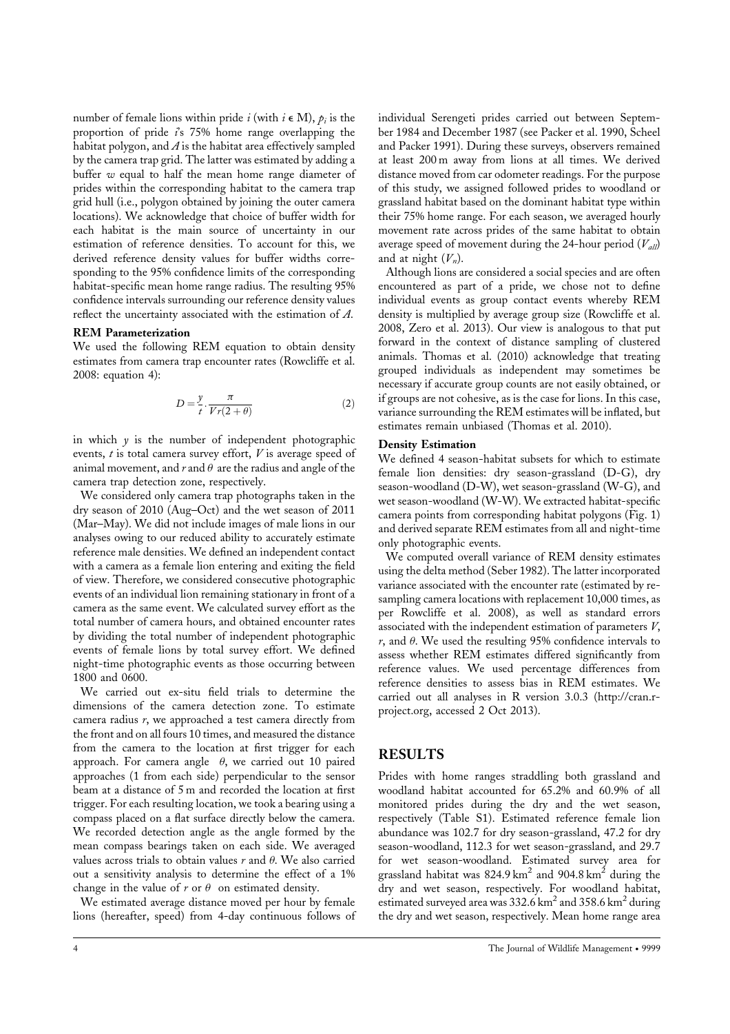number of female lions within pride $i$ (with $i \in M$), $p_i$ is the proportion of pride $i$'s 75% home range overlapping the habitat polygon, and $A$ is the habitat area effectively sampled by the camera trap grid. The latter was estimated by adding a buffer $w$ equal to half the mean home range diameter of prides within the corresponding habitat to the camera trap grid hull (i.e., polygon obtained by joining the outer camera locations). We acknowledge that choice of buffer width for each habitat is the main source of uncertainty in our estimation of reference densities. To account for this, we derived reference density values for buffer widths corresponding to the 95% confidence limits of the corresponding habitat-specific mean home range radius. The resulting 95% confidence intervals surrounding our reference density values reflect the uncertainty associated with the estimation of $A$.

### REM Parameterization

We used the following REM equation to obtain density estimates from camera trap encounter rates (Rowcliffe et al. 2008: equation 4):

$$D = \frac{y}{t} \cdot \frac{\pi}{Vr(2 + \theta)} \tag{2}$$

in which $y$ is the number of independent photographic events, $t$ is total camera survey effort, $V$ is average speed of animal movement, and $r$ and $\theta$ are the radius and angle of the camera trap detection zone, respectively.

We considered only camera trap photographs taken in the dry season of 2010 (Aug–Oct) and the wet season of 2011 (Mar–May). We did not include images of male lions in our analyses owing to our reduced ability to accurately estimate reference male densities. We defined an independent contact with a camera as a female lion entering and exiting the field of view. Therefore, we considered consecutive photographic events of an individual lion remaining stationary in front of a camera as the same event. We calculated survey effort as the total number of camera hours, and obtained encounter rates by dividing the total number of independent photographic events of female lions by total survey effort. We defined night-time photographic events as those occurring between 1800 and 0600.

We carried out ex-situ field trials to determine the dimensions of the camera detection zone. To estimate camera radius $r$, we approached a test camera directly from the front and on all fours 10 times, and measured the distance from the camera to the location at first trigger for each approach. For camera angle $\theta$, we carried out 10 paired approaches (1 from each side) perpendicular to the sensor beam at a distance of 5 m and recorded the location at first trigger. For each resulting location, we took a bearing using a compass placed on a flat surface directly below the camera. We recorded detection angle as the angle formed by the mean compass bearings taken on each side. We averaged values across trials to obtain values $r$ and $\theta$. We also carried out a sensitivity analysis to determine the effect of a 1% change in the value of $r$ or $\theta$ on estimated density.

We estimated average distance moved per hour by female lions (hereafter, speed) from 4-day continuous follows of individual Serengeti prides carried out between September 1984 and December 1987 (see Packer et al. 1990, Scheel and Packer 1991). During these surveys, observers remained at least 200 m away from lions at all times. We derived distance moved from car odometer readings. For the purpose of this study, we assigned followed prides to woodland or grassland habitat based on the dominant habitat type within their 75% home range. For each season, we averaged hourly movement rate across prides of the same habitat to obtain average speed of movement during the 24-hour period ($V_{all}$) and at night ($V_n$).

Although lions are considered a social species and are often encountered as part of a pride, we chose not to define individual events as group contact events whereby REM density is multiplied by average group size (Rowcliffe et al. 2008, Zero et al. 2013). Our view is analogous to that put forward in the context of distance sampling of clustered animals. Thomas et al. (2010) acknowledge that treating grouped individuals as independent may sometimes be necessary if accurate group counts are not easily obtained, or if groups are not cohesive, as is the case for lions. In this case, variance surrounding the REM estimates will be inflated, but estimates remain unbiased (Thomas et al. 2010).

### Density Estimation

We defined 4 season-habitat subsets for which to estimate female lion densities: dry season-grassland (D-G), dry season-woodland (D-W), wet season-grassland (W-G), and wet season-woodland (W-W). We extracted habitat-specific camera points from corresponding habitat polygons (Fig. 1) and derived separate REM estimates from all and night-time only photographic events.

We computed overall variance of REM density estimates using the delta method (Seber 1982). The latter incorporated variance associated with the encounter rate (estimated by re-sampling camera locations with replacement 10,000 times, as per Rowcliffe et al. 2008), as well as standard errors associated with the independent estimation of parameters $V$, $r$, and $\theta$. We used the resulting 95% confidence intervals to assess whether REM estimates differed significantly from reference values. We used percentage differences from reference densities to assess bias in REM estimates. We carried out all analyses in R version 3.0.3 (http://cran.r-project.org, accessed 2 Oct 2013).

## RESULTS

Prides with home ranges straddling both grassland and woodland habitat accounted for 65.2% and 60.9% of all monitored prides during the dry and the wet season, respectively (Table S1). Estimated reference female lion abundance was 102.7 for dry season-grassland, 47.2 for dry season-woodland, 112.3 for wet season-grassland, and 29.7 for wet season-woodland. Estimated survey area for grassland habitat was 824.9 km$^2$ and 904.8 km$^2$ during the dry and wet season, respectively. For woodland habitat, estimated surveyed area was 332.6 km$^2$ and 358.6 km$^2$ during the dry and wet season, respectively. Mean home range area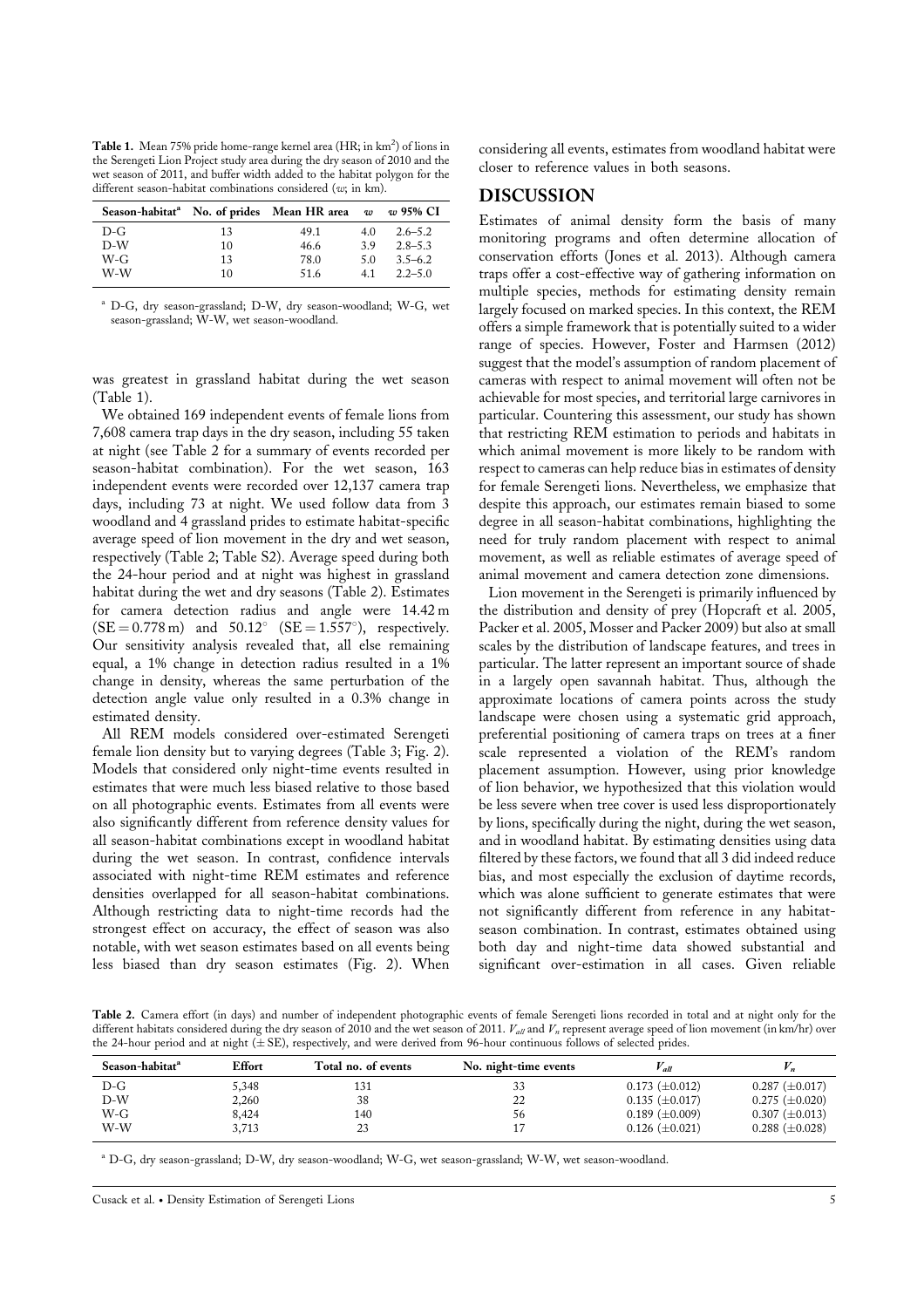**Table 1.** Mean 75% pride home-range kernel area (HR; in km$^2$) of lions in the Serengeti Lion Project study area during the dry season of 2010 and the wet season of 2011, and buffer width added to the habitat polygon for the different season-habitat combinations considered ($w$; in km).

| Season-habitat[a] | No. of prides | Mean HR area | $w$ | $w$ 95% CI |
|---|---|---|---|---|
| D-G | 13 | 49.1 | 4.0 | 2.6–5.2 |
| D-W | 10 | 46.6 | 3.9 | 2.8–5.3 |
| W-G | 13 | 78.0 | 5.0 | 3.5–6.2 |
| W-W | 10 | 51.6 | 4.1 | 2.2–5.0 |

[a] D-G, dry season-grassland; D-W, dry season-woodland; W-G, wet season-grassland; W-W, wet season-woodland.

was greatest in grassland habitat during the wet season (Table 1).

We obtained 169 independent events of female lions from 7,608 camera trap days in the dry season, including 55 taken at night (see Table 2 for a summary of events recorded per season-habitat combination). For the wet season, 163 independent events were recorded over 12,137 camera trap days, including 73 at night. We used follow data from 3 woodland and 4 grassland prides to estimate habitat-specific average speed of lion movement in the dry and wet season, respectively (Table 2; Table S2). Average speed during both the 24-hour period and at night was highest in grassland habitat during the wet and dry seasons (Table 2). Estimates for camera detection radius and angle were 14.42 m (SE = 0.778 m) and 50.12° (SE = 1.557°), respectively. Our sensitivity analysis revealed that, all else remaining equal, a 1% change in detection radius resulted in a 1% change in density, whereas the same perturbation of the detection angle value only resulted in a 0.3% change in estimated density.

All REM models considered over-estimated Serengeti female lion density but to varying degrees (Table 3; Fig. 2). Models that considered only night-time events resulted in estimates that were much less biased relative to those based on all photographic events. Estimates from all events were also significantly different from reference density values for all season-habitat combinations except in woodland habitat during the wet season. In contrast, confidence intervals associated with night-time REM estimates and reference densities overlapped for all season-habitat combinations. Although restricting data to night-time records had the strongest effect on accuracy, the effect of season was also notable, with wet season estimates based on all events being less biased than dry season estimates (Fig. 2). When considering all events, estimates from woodland habitat were closer to reference values in both seasons.

## DISCUSSION

Estimates of animal density form the basis of many monitoring programs and often determine allocation of conservation efforts (Jones et al. 2013). Although camera traps offer a cost-effective way of gathering information on multiple species, methods for estimating density remain largely focused on marked species. In this context, the REM offers a simple framework that is potentially suited to a wider range of species. However, Foster and Harmsen (2012) suggest that the model's assumption of random placement of cameras with respect to animal movement will often not be achievable for most species, and territorial large carnivores in particular. Countering this assessment, our study has shown that restricting REM estimation to periods and habitats in which animal movement is more likely to be random with respect to cameras can help reduce bias in estimates of density for female Serengeti lions. Nevertheless, we emphasize that despite this approach, our estimates remain biased to some degree in all season-habitat combinations, highlighting the need for truly random placement with respect to animal movement, as well as reliable estimates of average speed of animal movement and camera detection zone dimensions.

Lion movement in the Serengeti is primarily influenced by the distribution and density of prey (Hopcraft et al. 2005, Packer et al. 2005, Mosser and Packer 2009) but also at small scales by the distribution of landscape features, and trees in particular. The latter represent an important source of shade in a largely open savannah habitat. Thus, although the approximate locations of camera points across the study landscape were chosen using a systematic grid approach, preferential positioning of camera traps on trees at a finer scale represented a violation of the REM's random placement assumption. However, using prior knowledge of lion behavior, we hypothesized that this violation would be less severe when tree cover is used less disproportionately by lions, specifically during the night, during the wet season, and in woodland habitat. By estimating densities using data filtered by these factors, we found that all 3 did indeed reduce bias, and most especially the exclusion of daytime records, which was alone sufficient to generate estimates that were not significantly different from reference in any habitat-season combination. In contrast, estimates obtained using both day and night-time data showed substantial and significant over-estimation in all cases. Given reliable

**Table 2.** Camera effort (in days) and number of independent photographic events of female Serengeti lions recorded in total and at night only for the different habitats considered during the dry season of 2010 and the wet season of 2011. $V_{all}$ and $V_n$ represent average speed of lion movement (in km/hr) over the 24-hour period and at night (± SE), respectively, and were derived from 96-hour continuous follows of selected prides.

| Season-habitat[a] | Effort | Total no. of events | No. night-time events | $V_{all}$ | $V_n$ |
|---|---|---|---|---|---|
| D-G | 5,348 | 131 | 33 | 0.173 (±0.012) | 0.287 (±0.017) |
| D-W | 2,260 | 38 | 22 | 0.135 (±0.017) | 0.275 (±0.020) |
| W-G | 8,424 | 140 | 56 | 0.189 (±0.009) | 0.307 (±0.013) |
| W-W | 3,713 | 23 | 17 | 0.126 (±0.021) | 0.288 (±0.028) |

[a] D-G, dry season-grassland; D-W, dry season-woodland; W-G, wet season-grassland; W-W, wet season-woodland.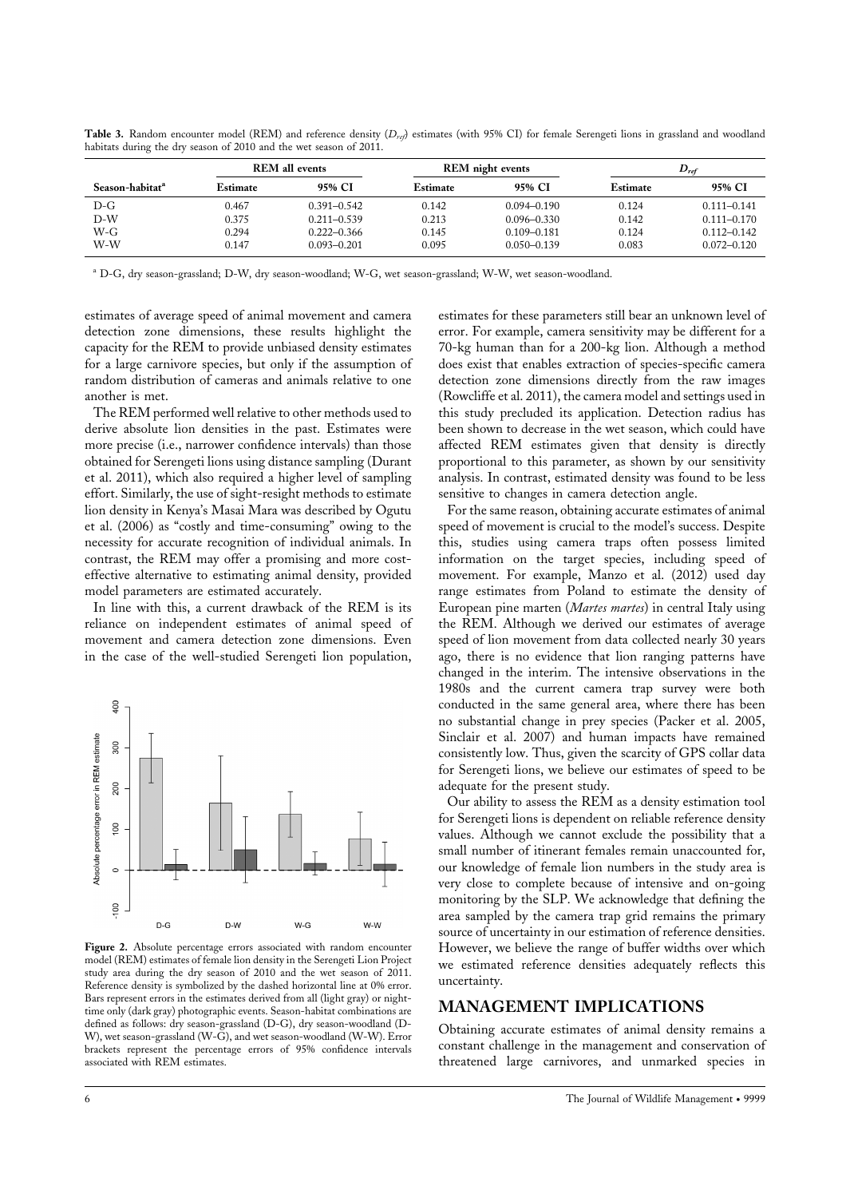**Table 3.** Random encounter model (REM) and reference density ($D_{ref}$) estimates (with 95% CI) for female Serengeti lions in grassland and woodland habitats during the dry season of 2010 and the wet season of 2011.

| | REM all events | | REM night events | | $D_{ref}$ | |
|---|---|---|---|---|---|---|
| Season-habitat[a] | Estimate | 95% CI | Estimate | 95% CI | Estimate | 95% CI |
| D-G | 0.467 | 0.391–0.542 | 0.142 | 0.094–0.190 | 0.124 | 0.111–0.141 |
| D-W | 0.375 | 0.211–0.539 | 0.213 | 0.096–0.330 | 0.142 | 0.111–0.170 |
| W-G | 0.294 | 0.222–0.366 | 0.145 | 0.109–0.181 | 0.124 | 0.112–0.142 |
| W-W | 0.147 | 0.093–0.201 | 0.095 | 0.050–0.139 | 0.083 | 0.072–0.120 |

[a] D-G, dry season-grassland; D-W, dry season-woodland; W-G, wet season-grassland; W-W, wet season-woodland.

estimates of average speed of animal movement and camera detection zone dimensions, these results highlight the capacity for the REM to provide unbiased density estimates for a large carnivore species, but only if the assumption of random distribution of cameras and animals relative to one another is met.

The REM performed well relative to other methods used to derive absolute lion densities in the past. Estimates were more precise (i.e., narrower confidence intervals) than those obtained for Serengeti lions using distance sampling (Durant et al. 2011), which also required a higher level of sampling effort. Similarly, the use of sight-resight methods to estimate lion density in Kenya's Masai Mara was described by Ogutu et al. (2006) as "costly and time-consuming" owing to the necessity for accurate recognition of individual animals. In contrast, the REM may offer a promising and more cost-effective alternative to estimating animal density, provided model parameters are estimated accurately.

In line with this, a current drawback of the REM is its reliance on independent estimates of animal speed of movement and camera detection zone dimensions. Even in the case of the well-studied Serengeti lion population,

Absolute percentage error in REM estimate

400
300
200
100
0
-100

D-G
D-W
W-G
W-W

**Figure 2.** Absolute percentage errors associated with random encounter model (REM) estimates of female lion density in the Serengeti Lion Project study area during the dry season of 2010 and the wet season of 2011. Reference density is symbolized by the dashed horizontal line at 0% error. Bars represent errors in the estimates derived from all (light gray) or night-time only (dark gray) photographic events. Season-habitat combinations are defined as follows: dry season-grassland (D-G), dry season-woodland (D-W), wet season-grassland (W-G), and wet season-woodland (W-W). Error brackets represent the percentage errors of 95% confidence intervals associated with REM estimates.

estimates for these parameters still bear an unknown level of error. For example, camera sensitivity may be different for a 70-kg human than for a 200-kg lion. Although a method does exist that enables extraction of species-specific camera detection zone dimensions directly from the raw images (Rowcliffe et al. 2011), the camera model and settings used in this study precluded its application. Detection radius has been shown to decrease in the wet season, which could have affected REM estimates given that density is directly proportional to this parameter, as shown by our sensitivity analysis. In contrast, estimated density was found to be less sensitive to changes in camera detection angle.

For the same reason, obtaining accurate estimates of animal speed of movement is crucial to the model's success. Despite this, studies using camera traps often possess limited information on the target species, including speed of movement. For example, Manzo et al. (2012) used day range estimates from Poland to estimate the density of European pine marten (*Martes martes*) in central Italy using the REM. Although we derived our estimates of average speed of lion movement from data collected nearly 30 years ago, there is no evidence that lion ranging patterns have changed in the interim. The intensive observations in the 1980s and the current camera trap survey were both conducted in the same general area, where there has been no substantial change in prey species (Packer et al. 2005, Sinclair et al. 2007) and human impacts have remained consistently low. Thus, given the scarcity of GPS collar data for Serengeti lions, we believe our estimates of speed to be adequate for the present study.

Our ability to assess the REM as a density estimation tool for Serengeti lions is dependent on reliable reference density values. Although we cannot exclude the possibility that a small number of itinerant females remain unaccounted for, our knowledge of female lion numbers in the study area is very close to complete because of intensive and on-going monitoring by the SLP. We acknowledge that defining the area sampled by the camera trap grid remains the primary source of uncertainty in our estimation of reference densities. However, we believe the range of buffer widths over which we estimated reference densities adequately reflects this uncertainty.

## MANAGEMENT IMPLICATIONS

Obtaining accurate estimates of animal density remains a constant challenge in the management and conservation of threatened large carnivores, and unmarked species in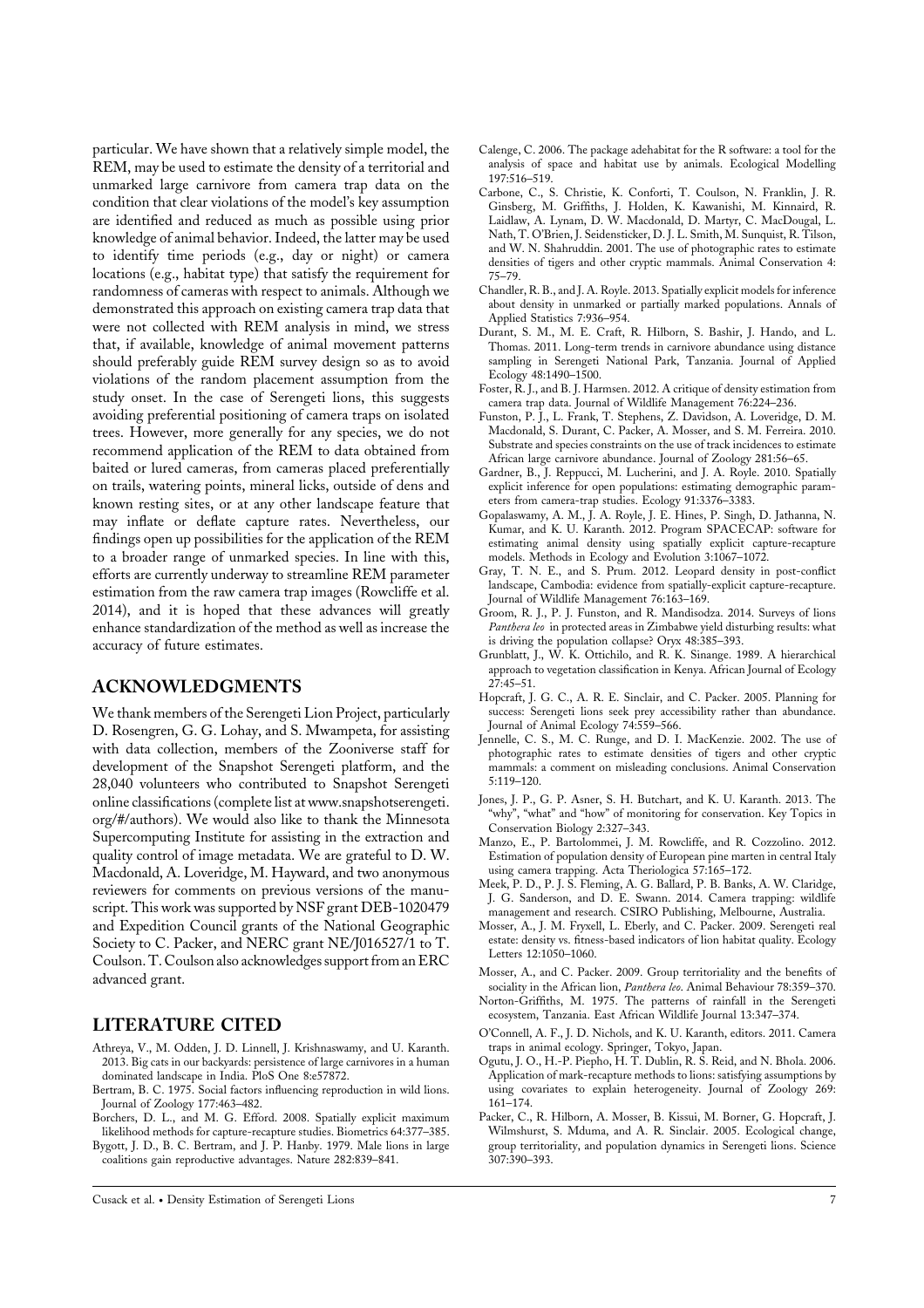particular. We have shown that a relatively simple model, the REM, may be used to estimate the density of a territorial and unmarked large carnivore from camera trap data on the condition that clear violations of the model's key assumption are identified and reduced as much as possible using prior knowledge of animal behavior. Indeed, the latter may be used to identify time periods (e.g., day or night) or camera locations (e.g., habitat type) that satisfy the requirement for randomness of cameras with respect to animals. Although we demonstrated this approach on existing camera trap data that were not collected with REM analysis in mind, we stress that, if available, knowledge of animal movement patterns should preferably guide REM survey design so as to avoid violations of the random placement assumption from the study onset. In the case of Serengeti lions, this suggests avoiding preferential positioning of camera traps on isolated trees. However, more generally for any species, we do not recommend application of the REM to data obtained from baited or lured cameras, from cameras placed preferentially on trails, watering points, mineral licks, outside of dens and known resting sites, or at any other landscape feature that may inflate or deflate capture rates. Nevertheless, our findings open up possibilities for the application of the REM to a broader range of unmarked species. In line with this, efforts are currently underway to streamline REM parameter estimation from the raw camera trap images (Rowcliffe et al. 2014), and it is hoped that these advances will greatly enhance standardization of the method as well as increase the accuracy of future estimates.

## ACKNOWLEDGMENTS

We thank members of the Serengeti Lion Project, particularly D. Rosengren, G. G. Lohay, and S. Mwampeta, for assisting with data collection, members of the Zooniverse staff for development of the Snapshot Serengeti platform, and the 28,040 volunteers who contributed to Snapshot Serengeti online classifications (complete list at www.snapshotserengeti.org/#/authors). We would also like to thank the Minnesota Supercomputing Institute for assisting in the extraction and quality control of image metadata. We are grateful to D. W. Macdonald, A. Loveridge, M. Hayward, and two anonymous reviewers for comments on previous versions of the manuscript. This work was supported by NSF grant DEB-1020479 and Expedition Council grants of the National Geographic Society to C. Packer, and NERC grant NE/J016527/1 to T. Coulson. T. Coulson also acknowledges support from an ERC advanced grant.

## LITERATURE CITED

Athreya, V., M. Odden, J. D. Linnell, J. Krishnaswamy, and U. Karanth. 2013. Big cats in our backyards: persistence of large carnivores in a human dominated landscape in India. PloS One 8:e57872.

Bertram, B. C. 1975. Social factors influencing reproduction in wild lions. Journal of Zoology 177:463–482.

Borchers, D. L., and M. G. Efford. 2008. Spatially explicit maximum likelihood methods for capture-recapture studies. Biometrics 64:377–385.

Bygott, J. D., B. C. Bertram, and J. P. Hanby. 1979. Male lions in large coalitions gain reproductive advantages. Nature 282:839–841.

Calenge, C. 2006. The package adehabitat for the R software: a tool for the analysis of space and habitat use by animals. Ecological Modelling 197:516–519.

Carbone, C., S. Christie, K. Conforti, T. Coulson, N. Franklin, J. R. Ginsberg, M. Griffiths, J. Holden, K. Kawanishi, M. Kinnaird, R. Laidlaw, A. Lynam, D. W. Macdonald, D. Martyr, C. MacDougal, L. Nath, T. O'Brien, J. Seidensticker, D. J. L. Smith, M. Sunquist, R. Tilson, and W. N. Shahruddin. 2001. The use of photographic rates to estimate densities of tigers and other cryptic mammals. Animal Conservation 4: 75–79.

Chandler, R. B., and J. A. Royle. 2013. Spatially explicit models for inference about density in unmarked or partially marked populations. Annals of Applied Statistics 7:936–954.

Durant, S. M., M. E. Craft, R. Hilborn, S. Bashir, J. Hando, and L. Thomas. 2011. Long-term trends in carnivore abundance using distance sampling in Serengeti National Park, Tanzania. Journal of Applied Ecology 48:1490–1500.

Foster, R. J., and B. J. Harmsen. 2012. A critique of density estimation from camera trap data. Journal of Wildlife Management 76:224–236.

Funston, P. J., L. Frank, T. Stephens, Z. Davidson, A. Loveridge, D. M. Macdonald, S. Durant, C. Packer, A. Mosser, and S. M. Ferreira. 2010. Substrate and species constraints on the use of track incidences to estimate African large carnivore abundance. Journal of Zoology 281:56–65.

Gardner, B., J. Reppucci, M. Lucherini, and J. A. Royle. 2010. Spatially explicit inference for open populations: estimating demographic parameters from camera-trap studies. Ecology 91:3376–3383.

Gopalaswamy, A. M., J. A. Royle, J. E. Hines, P. Singh, D. Jathanna, N. Kumar, and K. U. Karanth. 2012. Program SPACECAP: software for estimating animal density using spatially explicit capture-recapture models. Methods in Ecology and Evolution 3:1067–1072.

Gray, T. N. E., and S. Prum. 2012. Leopard density in post-conflict landscape, Cambodia: evidence from spatially-explicit capture-recapture. Journal of Wildlife Management 76:163–169.

Groom, R. J., P. J. Funston, and R. Mandisodza. 2014. Surveys of lions *Panthera leo* in protected areas in Zimbabwe yield disturbing results: what is driving the population collapse? Oryx 48:385–393.

Grunblatt, J., W. K. Ottichilo, and R. K. Sinange. 1989. A hierarchical approach to vegetation classification in Kenya. African Journal of Ecology 27:45–51.

Hopcraft, J. G. C., A. R. E. Sinclair, and C. Packer. 2005. Planning for success: Serengeti lions seek prey accessibility rather than abundance. Journal of Animal Ecology 74:559–566.

Jennelle, C. S., M. C. Runge, and D. I. MacKenzie. 2002. The use of photographic rates to estimate densities of tigers and other cryptic mammals: a comment on misleading conclusions. Animal Conservation 5:119–120.

Jones, J. P., G. P. Asner, S. H. Butchart, and K. U. Karanth. 2013. The "why", "what" and "how" of monitoring for conservation. Key Topics in Conservation Biology 2:327–343.

Manzo, E., P. Bartolommei, J. M. Rowcliffe, and R. Cozzolino. 2012. Estimation of population density of European pine marten in central Italy using camera trapping. Acta Theriologica 57:165–172.

Meek, P. D., P. J. S. Fleming, A. G. Ballard, P. B. Banks, A. W. Claridge, J. G. Sanderson, and D. E. Swann. 2014. Camera trapping: wildlife management and research. CSIRO Publishing, Melbourne, Australia.

Mosser, A., J. M. Fryxell, L. Eberly, and C. Packer. 2009. Serengeti real estate: density vs. fitness-based indicators of lion habitat quality. Ecology Letters 12:1050–1060.

Mosser, A., and C. Packer. 2009. Group territoriality and the benefits of sociality in the African lion, *Panthera leo*. Animal Behaviour 78:359–370.

Norton-Griffiths, M. 1975. The patterns of rainfall in the Serengeti ecosystem, Tanzania. East African Wildlife Journal 13:347–374.

O'Connell, A. F., J. D. Nichols, and K. U. Karanth, editors. 2011. Camera traps in animal ecology. Springer, Tokyo, Japan.

Ogutu, J. O., H.-P. Piepho, H. T. Dublin, R. S. Reid, and N. Bhola. 2006. Application of mark-recapture methods to lions: satisfying assumptions by using covariates to explain heterogeneity. Journal of Zoology 269: 161–174.

Packer, C., R. Hilborn, A. Mosser, B. Kissui, M. Borner, G. Hopcraft, J. Wilmshurst, S. Mduma, and A. R. E. Sinclair. 2005. Ecological change, group territoriality, and population dynamics in Serengeti lions. Science 307:390–393.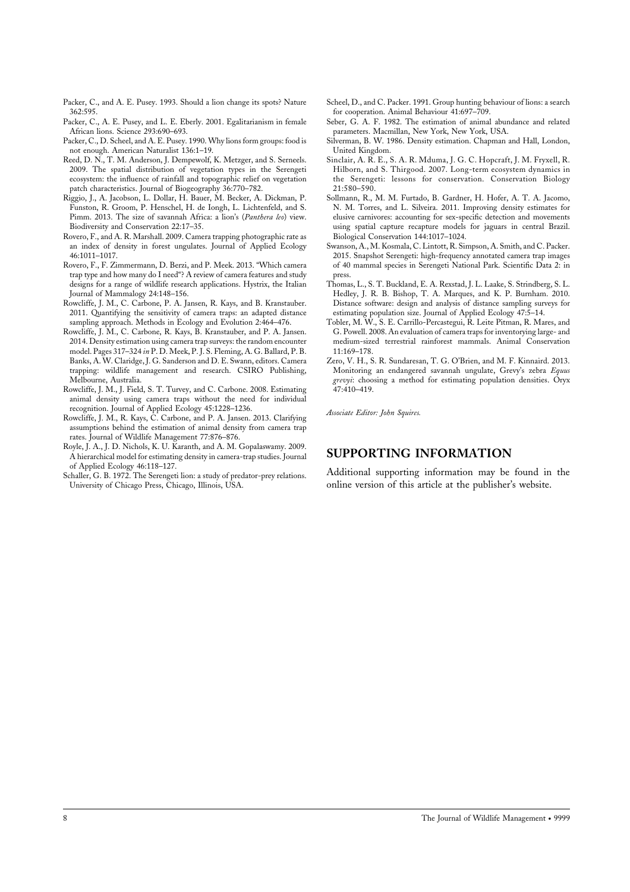Packer, C., and A. E. Pusey. 1993. Should a lion change its spots? Nature 362:595.

Packer, C., A. E. Pusey, and L. E. Eberly. 2001. Egalitarianism in female African lions. Science 293:690–693.

Packer, C., D. Scheel, and A. E. Pusey. 1990. Why lions form groups: food is not enough. American Naturalist 136:1–19.

Reed, D. N., T. M. Anderson, J. Dempewolf, K. Metzger, and S. Serneels. 2009. The spatial distribution of vegetation types in the Serengeti ecosystem: the influence of rainfall and topographic relief on vegetation patch characteristics. Journal of Biogeography 36:770–782.

Riggio, J., A. Jacobson, L. Dollar, H. Bauer, M. Becker, A. Dickman, P. Funston, R. Groom, P. Henschel, H. de Iongh, L. Lichtenfeld, and S. Pimm. 2013. The size of savannah Africa: a lion's (*Panthera leo*) view. Biodiversity and Conservation 22:17–35.

Rovero, F., and A. R. Marshall. 2009. Camera trapping photographic rate as an index of density in forest ungulates. Journal of Applied Ecology 46:1011–1017.

Rovero, F., F. Zimmermann, D. Berzi, and P. Meek. 2013. "Which camera trap type and how many do I need"? A review of camera features and study designs for a range of wildlife research applications. Hystrix, the Italian Journal of Mammalogy 24:148–156.

Rowcliffe, J. M., C. Carbone, P. A. Jansen, R. Kays, and B. Kranstauber. 2011. Quantifying the sensitivity of camera traps: an adapted distance sampling approach. Methods in Ecology and Evolution 2:464–476.

Rowcliffe, J. M., C. Carbone, R. Kays, B. Kranstauber, and P. A. Jansen. 2014. Density estimation using camera trap surveys: the random encounter model. Pages 317–324 *in* P. D. Meek, P. J. S. Fleming, A. G. Ballard, P. B. Banks, A. W. Claridge, J. G. Sanderson and D. E. Swann, editors. Camera trapping: wildlife management and research. CSIRO Publishing, Melbourne, Australia.

Rowcliffe, J. M., J. Field, S. T. Turvey, and C. Carbone. 2008. Estimating animal density using camera traps without the need for individual recognition. Journal of Applied Ecology 45:1228–1236.

Rowcliffe, J. M., R. Kays, C. Carbone, and P. A. Jansen. 2013. Clarifying assumptions behind the estimation of animal density from camera trap rates. Journal of Wildlife Management 77:876–876.

Royle, J. A., J. D. Nichols, K. U. Karanth, and A. M. Gopalaswamy. 2009. A hierarchical model for estimating density in camera-trap studies. Journal of Applied Ecology 46:118–127.

Schaller, G. B. 1972. The Serengeti lion: a study of predator-prey relations. University of Chicago Press, Chicago, Illinois, USA.

Scheel, D., and C. Packer. 1991. Group hunting behaviour of lions: a search for cooperation. Animal Behaviour 41:697–709.

Seber, G. A. F. 1982. The estimation of animal abundance and related parameters. Macmillan, New York, New York, USA.

Silverman, B. W. 1986. Density estimation. Chapman and Hall, London, United Kingdom.

Sinclair, A. R. E., S. A. R. Mduma, J. G. C. Hopcraft, J. M. Fryxell, R. Hilborn, and S. Thirgood. 2007. Long-term ecosystem dynamics in the Serengeti: lessons for conservation. Conservation Biology 21:580–590.

Sollmann, R., M. M. Furtado, B. Gardner, H. Hofer, A. T. A. Jacomo, N. M. Torres, and L. Silveira. 2011. Improving density estimates for elusive carnivores: accounting for sex-specific detection and movements using spatial capture recapture models for jaguars in central Brazil. Biological Conservation 144:1017–1024.

Swanson, A., M. Kosmala, C. Lintott, R. Simpson, A. Smith, and C. Packer. 2015. Snapshot Serengeti: high-frequency annotated camera trap images of 40 mammal species in Serengeti National Park. Scientific Data 2: in press.

Thomas, L., S. T. Buckland, E. A. Rexstad, J. L. Laake, S. Strindberg, S. L. Hedley, J. R. B. Bishop, T. A. Marques, and K. P. Burnham. 2010. Distance software: design and analysis of distance sampling surveys for estimating population size. Journal of Applied Ecology 47:5–14.

Tobler, M. W., S. E. Carrillo-Percastegui, R. Leite Pitman, R. Mares, and G. Powell. 2008. An evaluation of camera traps for inventorying large- and medium-sized terrestrial rainforest mammals. Animal Conservation 11:169–178.

Zero, V. H., S. R. Sundaresan, T. G. O'Brien, and M. F. Kinnaird. 2013. Monitoring an endangered savannah ungulate, Grevy's zebra *Equus grevyi*: choosing a method for estimating population densities. Oryx 47:410–419.

*Associate Editor: John Squires.*

## SUPPORTING INFORMATION

Additional supporting information may be found in the online version of this article at the publisher's website.